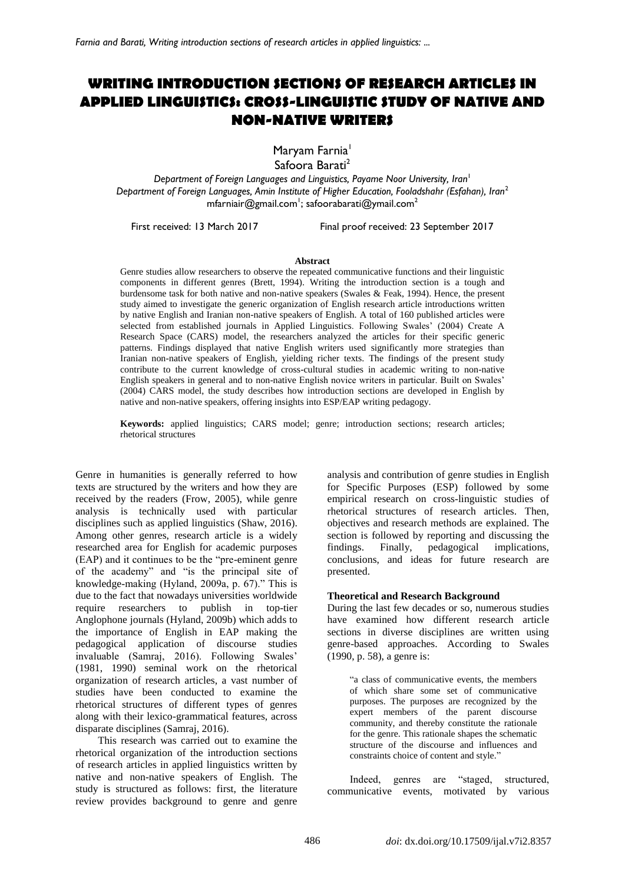# WRITING INTRODUCTION SECTIONS OF RESEARCH ARTICLES IN APPLIED LINGUISTICS: CROSS-LINGUISTIC STUDY OF NATIVE AND NON-NATIVE WRITERS

Maryam Farnia[1]
Safoora Barati[2]

*Department of Foreign Languages and Linguistics, Payame Noor University, Iran*[1]
*Department of Foreign Languages, Amin Institute of Higher Education, Fooladshahr (Esfahan), Iran*[2]
mfarniair@gmail.com[1]; safoorabarati@ymail.com[2]

First received: 13 March 2017 Final proof received: 23 September 2017

**Abstract**

Genre studies allow researchers to observe the repeated communicative functions and their linguistic components in different genres (Brett, 1994). Writing the introduction section is a tough and burdensome task for both native and non-native speakers (Swales & Feak, 1994). Hence, the present study aimed to investigate the generic organization of English research article introductions written by native English and Iranian non-native speakers of English. A total of 160 published articles were selected from established journals in Applied Linguistics. Following Swales' (2004) Create A Research Space (CARS) model, the researchers analyzed the articles for their specific generic patterns. Findings displayed that native English writers used significantly more strategies than Iranian non-native speakers of English, yielding richer texts. The findings of the present study contribute to the current knowledge of cross-cultural studies in academic writing to non-native English speakers in general and to non-native English novice writers in particular. Built on Swales' (2004) CARS model, the study describes how introduction sections are developed in English by native and non-native speakers, offering insights into ESP/EAP writing pedagogy.

**Keywords:** applied linguistics; CARS model; genre; introduction sections; research articles; rhetorical structures

Genre in humanities is generally referred to how texts are structured by the writers and how they are received by the readers (Frow, 2005), while genre analysis is technically used with particular disciplines such as applied linguistics (Shaw, 2016). Among other genres, research article is a widely researched area for English for academic purposes (EAP) and it continues to be the "pre-eminent genre of the academy" and "is the principal site of knowledge-making (Hyland, 2009a, p. 67)." This is due to the fact that nowadays universities worldwide require researchers to publish in top-tier Anglophone journals (Hyland, 2009b) which adds to the importance of English in EAP making the pedagogical application of discourse studies invaluable (Samraj, 2016). Following Swales' (1981, 1990) seminal work on the rhetorical organization of research articles, a vast number of studies have been conducted to examine the rhetorical structures of different types of genres along with their lexico-grammatical features, across disparate disciplines (Samraj, 2016).

This research was carried out to examine the rhetorical organization of the introduction sections of research articles in applied linguistics written by native and non-native speakers of English. The study is structured as follows: first, the literature review provides background to genre and genre analysis and contribution of genre studies in English for Specific Purposes (ESP) followed by some empirical research on cross-linguistic studies of rhetorical structures of research articles. Then, objectives and research methods are explained. The section is followed by reporting and discussing the findings. Finally, pedagogical implications, conclusions, and ideas for future research are presented.

## Theoretical and Research Background

During the last few decades or so, numerous studies have examined how different research article sections in diverse disciplines are written using genre-based approaches. According to Swales (1990, p. 58), a genre is:

> "a class of communicative events, the members of which share some set of communicative purposes. The purposes are recognized by the expert members of the parent discourse community, and thereby constitute the rationale for the genre. This rationale shapes the schematic structure of the discourse and influences and constraints choice of content and style."

Indeed, genres are "staged, structured, communicative events, motivated by various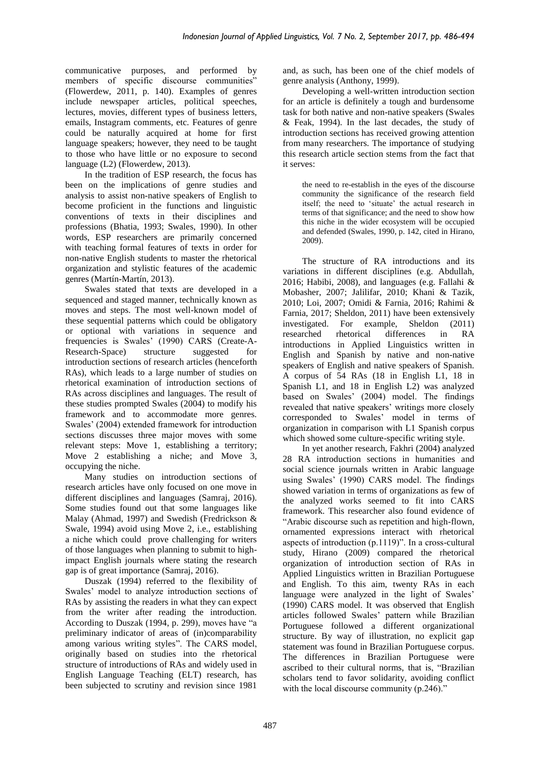communicative purposes, and performed by members of specific discourse communities" (Flowerdew, 2011, p. 140). Examples of genres include newspaper articles, political speeches, lectures, movies, different types of business letters, emails, Instagram comments, etc. Features of genre could be naturally acquired at home for first language speakers; however, they need to be taught to those who have little or no exposure to second language (L2) (Flowerdew, 2013).

In the tradition of ESP research, the focus has been on the implications of genre studies and analysis to assist non-native speakers of English to become proficient in the functions and linguistic conventions of texts in their disciplines and professions (Bhatia, 1993; Swales, 1990). In other words, ESP researchers are primarily concerned with teaching formal features of texts in order for non-native English students to master the rhetorical organization and stylistic features of the academic genres (Martín-Martín, 2013).

Swales stated that texts are developed in a sequenced and staged manner, technically known as moves and steps. The most well-known model of these sequential patterns which could be obligatory or optional with variations in sequence and frequencies is Swales' (1990) CARS (Create-A-Research-Space) structure suggested for introduction sections of research articles (henceforth RAs), which leads to a large number of studies on rhetorical examination of introduction sections of RAs across disciplines and languages. The result of these studies prompted Swales (2004) to modify his framework and to accommodate more genres. Swales' (2004) extended framework for introduction sections discusses three major moves with some relevant steps: Move 1, establishing a territory; Move 2 establishing a niche; and Move 3, occupying the niche.

Many studies on introduction sections of research articles have only focused on one move in different disciplines and languages (Samraj, 2016). Some studies found out that some languages like Malay (Ahmad, 1997) and Swedish (Fredrickson & Swale, 1994) avoid using Move 2, i.e., establishing a niche which could prove challenging for writers of those languages when planning to submit to high-impact English journals where stating the research gap is of great importance (Samraj, 2016).

Duszak (1994) referred to the flexibility of Swales' model to analyze introduction sections of RAs by assisting the readers in what they can expect from the writer after reading the introduction. According to Duszak (1994, p. 299), moves have "a preliminary indicator of areas of (in)comparability among various writing styles". The CARS model, originally based on studies into the rhetorical structure of introductions of RAs and widely used in English Language Teaching (ELT) research, has been subjected to scrutiny and revision since 1981 and, as such, has been one of the chief models of genre analysis (Anthony, 1999).

Developing a well-written introduction section for an article is definitely a tough and burdensome task for both native and non-native speakers (Swales & Feak, 1994). In the last decades, the study of introduction sections has received growing attention from many researchers. The importance of studying this research article section stems from the fact that it serves:

> the need to re-establish in the eyes of the discourse community the significance of the research field itself; the need to 'situate' the actual research in terms of that significance; and the need to show how this niche in the wider ecosystem will be occupied and defended (Swales, 1990, p. 142, cited in Hirano, 2009).

The structure of RA introductions and its variations in different disciplines (e.g. Abdullah, 2016; Habibi, 2008), and languages (e.g. Fallahi & Mobasher, 2007; Jalilifar, 2010; Khani & Tazik, 2010; Loi, 2007; Omidi & Farnia, 2016; Rahimi & Farnia, 2017; Sheldon, 2011) have been extensively investigated. For example, Sheldon (2011) researched rhetorical differences in RA introductions in Applied Linguistics written in English and Spanish by native and non-native speakers of English and native speakers of Spanish. A corpus of 54 RAs (18 in English L1, 18 in Spanish L1, and 18 in English L2) was analyzed based on Swales' (2004) model. The findings revealed that native speakers' writings more closely corresponded to Swales' model in terms of organization in comparison with L1 Spanish corpus which showed some culture-specific writing style.

In yet another research, Fakhri (2004) analyzed 28 RA introduction sections in humanities and social science journals written in Arabic language using Swales' (1990) CARS model. The findings showed variation in terms of organizations as few of the analyzed works seemed to fit into CARS framework. This researcher also found evidence of "Arabic discourse such as repetition and high-flown, ornamented expressions interact with rhetorical aspects of introduction (p.1119)". In a cross-cultural study, Hirano (2009) compared the rhetorical organization of introduction section of RAs in Applied Linguistics written in Brazilian Portuguese and English. To this aim, twenty RAs in each language were analyzed in the light of Swales' (1990) CARS model. It was observed that English articles followed Swales' pattern while Brazilian Portuguese followed a different organizational structure. By way of illustration, no explicit gap statement was found in Brazilian Portuguese corpus. The differences in Brazilian Portuguese were ascribed to their cultural norms, that is, "Brazilian scholars tend to favor solidarity, avoiding conflict with the local discourse community (p.246)."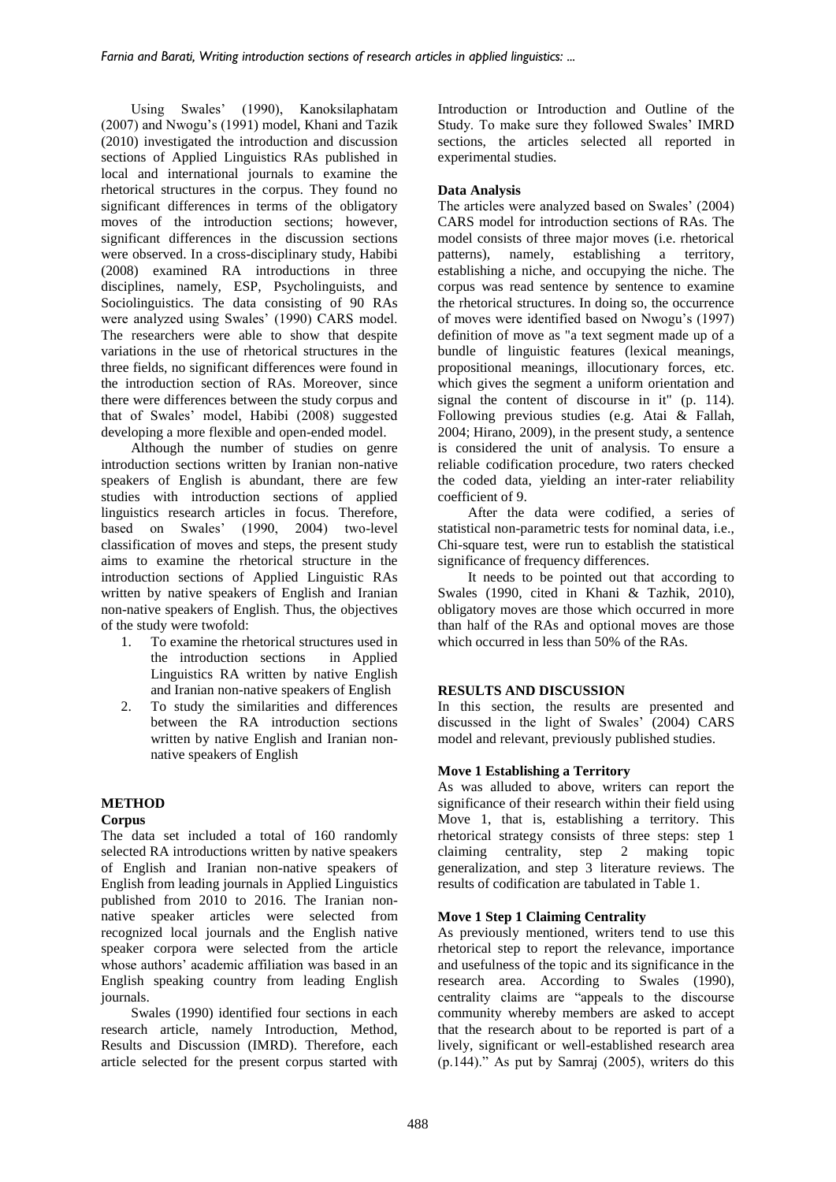Using Swales' (1990), Kanoksilaphatam (2007) and Nwogu's (1991) model, Khani and Tazik (2010) investigated the introduction and discussion sections of Applied Linguistics RAs published in local and international journals to examine the rhetorical structures in the corpus. They found no significant differences in terms of the obligatory moves of the introduction sections; however, significant differences in the discussion sections were observed. In a cross-disciplinary study, Habibi (2008) examined RA introductions in three disciplines, namely, ESP, Psycholinguists, and Sociolinguistics. The data consisting of 90 RAs were analyzed using Swales' (1990) CARS model. The researchers were able to show that despite variations in the use of rhetorical structures in the three fields, no significant differences were found in the introduction section of RAs. Moreover, since there were differences between the study corpus and that of Swales' model, Habibi (2008) suggested developing a more flexible and open-ended model.

Although the number of studies on genre introduction sections written by Iranian non-native speakers of English is abundant, there are few studies with introduction sections of applied linguistics research articles in focus. Therefore, based on Swales' (1990, 2004) two-level classification of moves and steps, the present study aims to examine the rhetorical structure in the introduction sections of Applied Linguistic RAs written by native speakers of English and Iranian non-native speakers of English. Thus, the objectives of the study were twofold:

1. To examine the rhetorical structures used in the introduction sections in Applied Linguistics RA written by native English and Iranian non-native speakers of English
2. To study the similarities and differences between the RA introduction sections written by native English and Iranian non-native speakers of English

## METHOD

### Corpus

The data set included a total of 160 randomly selected RA introductions written by native speakers of English and Iranian non-native speakers of English from leading journals in Applied Linguistics published from 2010 to 2016. The Iranian non-native speaker articles were selected from recognized local journals and the English native speaker corpora were selected from the article whose authors' academic affiliation was based in an English speaking country from leading English journals.

Swales (1990) identified four sections in each research article, namely Introduction, Method, Results and Discussion (IMRD). Therefore, each article selected for the present corpus started with Introduction or Introduction and Outline of the Study. To make sure they followed Swales' IMRD sections, the articles selected all reported in experimental studies.

### Data Analysis

The articles were analyzed based on Swales' (2004) CARS model for introduction sections of RAs. The model consists of three major moves (i.e. rhetorical patterns), namely, establishing a territory, establishing a niche, and occupying the niche. The corpus was read sentence by sentence to examine the rhetorical structures. In doing so, the occurrence of moves were identified based on Nwogu's (1997) definition of move as "a text segment made up of a bundle of linguistic features (lexical meanings, propositional meanings, illocutionary forces, etc. which gives the segment a uniform orientation and signal the content of discourse in it" (p. 114). Following previous studies (e.g. Atai & Fallah, 2004; Hirano, 2009), in the present study, a sentence is considered the unit of analysis. To ensure a reliable codification procedure, two raters checked the coded data, yielding an inter-rater reliability coefficient of 9.

After the data were codified, a series of statistical non-parametric tests for nominal data, i.e., Chi-square test, were run to establish the statistical significance of frequency differences.

It needs to be pointed out that according to Swales (1990, cited in Khani & Tazhik, 2010), obligatory moves are those which occurred in more than half of the RAs and optional moves are those which occurred in less than 50% of the RAs.

## RESULTS AND DISCUSSION

In this section, the results are presented and discussed in the light of Swales' (2004) CARS model and relevant, previously published studies.

### Move 1 Establishing a Territory

As was alluded to above, writers can report the significance of their research within their field using Move 1, that is, establishing a territory. This rhetorical strategy consists of three steps: step 1 claiming centrality, step 2 making topic generalization, and step 3 literature reviews. The results of codification are tabulated in Table 1.

### Move 1 Step 1 Claiming Centrality

As previously mentioned, writers tend to use this rhetorical step to report the relevance, importance and usefulness of the topic and its significance in the research area. According to Swales (1990), centrality claims are "appeals to the discourse community whereby members are asked to accept that the research about to be reported is part of a lively, significant or well-established research area (p.144)." As put by Samraj (2005), writers do this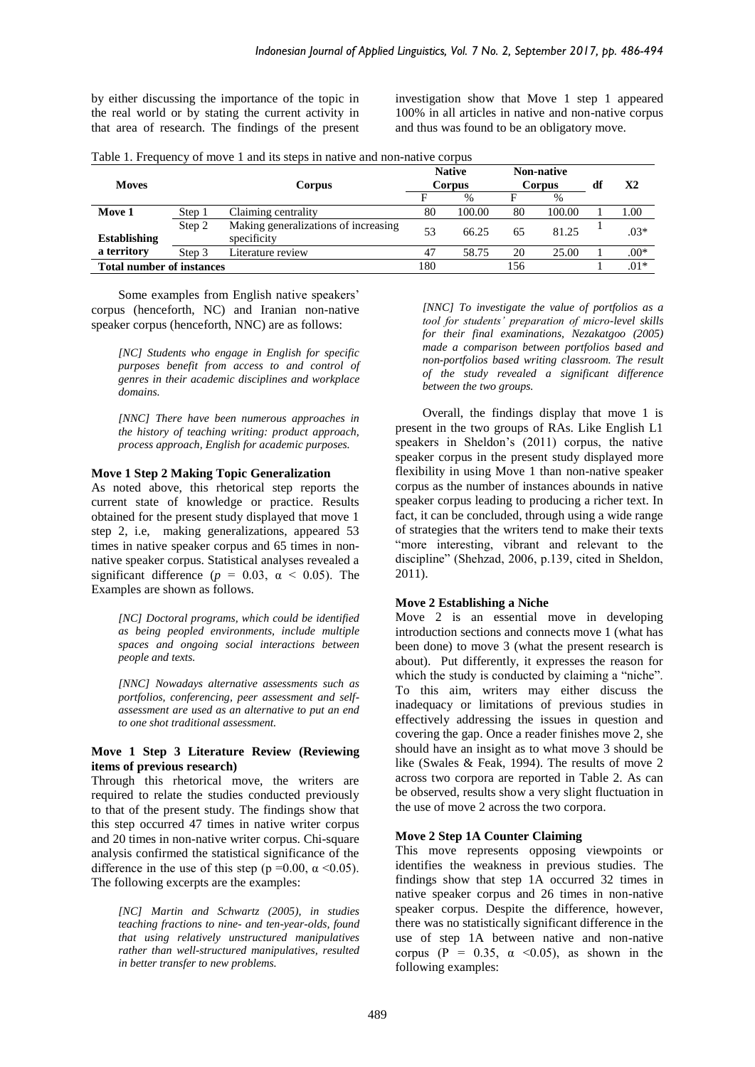by either discussing the importance of the topic in the real world or by stating the current activity in that area of research. The findings of the present investigation show that Move 1 step 1 appeared 100% in all articles in native and non-native corpus and thus was found to be an obligatory move.

Table 1. Frequency of move 1 and its steps in native and non-native corpus

| Moves | | Corpus | Native Corpus | | Non-native Corpus | | df | X2 |
|---|---|---|---|---|---|---|---|---|
| | | | F | % | F | % | | |
| **Move 1** | Step 1 | Claiming centrality | 80 | 100.00 | 80 | 100.00 | 1 | 1.00 |
| **Establishing a territory** | Step 2 | Making generalizations of increasing specificity | 53 | 66.25 | 65 | 81.25 | 1 | .03* |
| | Step 3 | Literature review | 47 | 58.75 | 20 | 25.00 | 1 | .00* |
| **Total number of instances** | | | 180 | | 156 | | 1 | .01* |

Some examples from English native speakers' corpus (henceforth, NC) and Iranian non-native speaker corpus (henceforth, NNC) are as follows:

> *[NC] Students who engage in English for specific purposes benefit from access to and control of genres in their academic disciplines and workplace domains.*

> *[NNC] There have been numerous approaches in the history of teaching writing: product approach, process approach, English for academic purposes.*

### Move 1 Step 2 Making Topic Generalization

As noted above, this rhetorical step reports the current state of knowledge or practice. Results obtained for the present study displayed that move 1 step 2, i.e, making generalizations, appeared 53 times in native speaker corpus and 65 times in non-native speaker corpus. Statistical analyses revealed a significant difference ($p$ = 0.03, $\alpha$ < 0.05). The Examples are shown as follows.

> *[NC] Doctoral programs, which could be identified as being peopled environments, include multiple spaces and ongoing social interactions between people and texts.*

> *[NNC] Nowadays alternative assessments such as portfolios, conferencing, peer assessment and self-assessment are used as an alternative to put an end to one shot traditional assessment.*

### Move 1 Step 3 Literature Review (Reviewing items of previous research)

Through this rhetorical move, the writers are required to relate the studies conducted previously to that of the present study. The findings show that this step occurred 47 times in native writer corpus and 20 times in non-native writer corpus. Chi-square analysis confirmed the statistical significance of the difference in the use of this step (p =0.00, $\alpha$ <0.05). The following excerpts are the examples:

> *[NC] Martin and Schwartz (2005), in studies teaching fractions to nine- and ten-year-olds, found that using relatively unstructured manipulatives rather than well-structured manipulatives, resulted in better transfer to new problems.*

> *[NNC] To investigate the value of portfolios as a tool for students' preparation of micro-level skills for their final examinations, Nezakatgoo (2005) made a comparison between portfolios based and non-portfolios based writing classroom. The result of the study revealed a significant difference between the two groups.*

Overall, the findings display that move 1 is present in the two groups of RAs. Like English L1 speakers in Sheldon's (2011) corpus, the native speaker corpus in the present study displayed more flexibility in using Move 1 than non-native speaker corpus as the number of instances abounds in native speaker corpus leading to producing a richer text. In fact, it can be concluded, through using a wide range of strategies that the writers tend to make their texts "more interesting, vibrant and relevant to the discipline" (Shehzad, 2006, p.139, cited in Sheldon, 2011).

### Move 2 Establishing a Niche

Move 2 is an essential move in developing introduction sections and connects move 1 (what has been done) to move 3 (what the present research is about). Put differently, it expresses the reason for which the study is conducted by claiming a "niche". To this aim, writers may either discuss the inadequacy or limitations of previous studies in effectively addressing the issues in question and covering the gap. Once a reader finishes move 2, she should have an insight as to what move 3 should be like (Swales & Feak, 1994). The results of move 2 across two corpora are reported in Table 2. As can be observed, results show a very slight fluctuation in the use of move 2 across the two corpora.

### Move 2 Step 1A Counter Claiming

This move represents opposing viewpoints or identifies the weakness in previous studies. The findings show that step 1A occurred 32 times in native speaker corpus and 26 times in non-native speaker corpus. Despite the difference, however, there was no statistically significant difference in the use of step 1A between native and non-native corpus (P = 0.35, $\alpha$ <0.05), as shown in the following examples: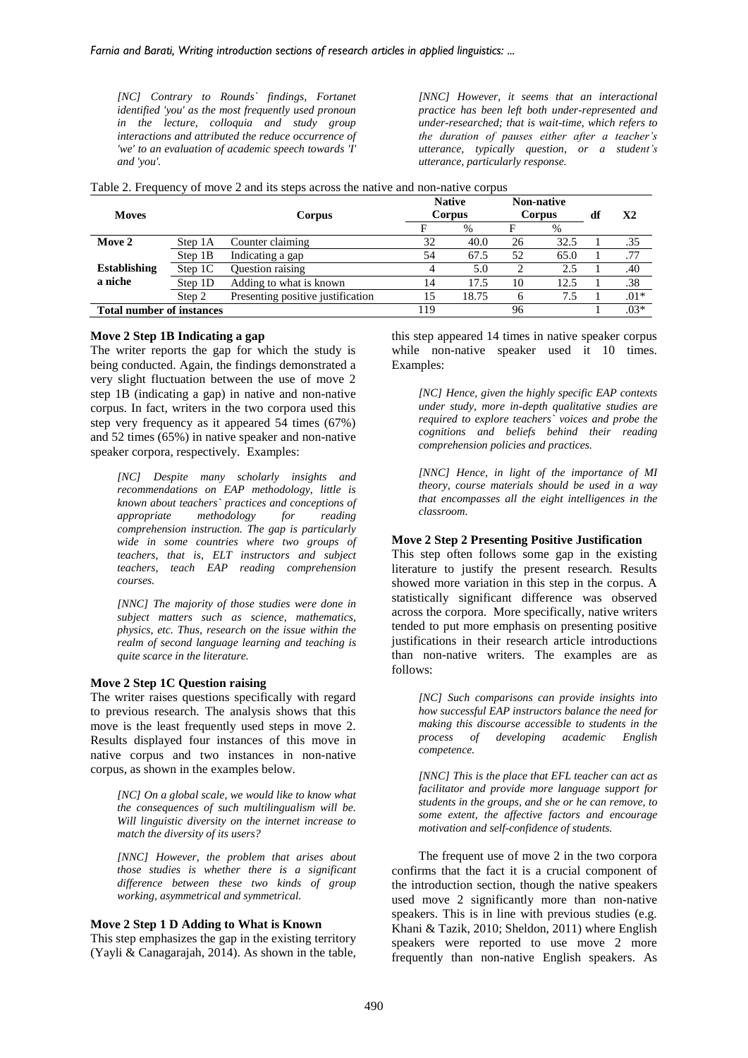*[NC] Contrary to Rounds` findings, Fortanet identified 'you' as the most frequently used pronoun in the lecture, colloquia and study group interactions and attributed the reduce occurrence of 'we' to an evaluation of academic speech towards 'I' and 'you'.*

*[NNC] However, it seems that an interactional practice has been left both under-represented and under-researched; that is wait-time, which refers to the duration of pauses either after a teacher's utterance, typically question, or a student's utterance, particularly response.*

Table 2. Frequency of move 2 and its steps across the native and non-native corpus

| Moves | Corpus | | Native Corpus | | Non-native Corpus | | df | X2 |
|---|---|---|---|---|---|---|---|---|
| | | | F | % | F | % | | |
| **Move 2** | Step 1A | Counter claiming | 32 | 40.0 | 26 | 32.5 | 1 | .35 |
| | Step 1B | Indicating a gap | 54 | 67.5 | 52 | 65.0 | 1 | .77 |
| **Establishing a niche** | Step 1C | Question raising | 4 | 5.0 | 2 | 2.5 | 1 | .40 |
| | Step 1D | Adding to what is known | 14 | 17.5 | 10 | 12.5 | 1 | .38 |
| | Step 2 | Presenting positive justification | 15 | 18.75 | 6 | 7.5 | 1 | .01* |
| **Total number of instances** | | | 119 | | 96 | | 1 | .03* |

**Move 2 Step 1B Indicating a gap**

The writer reports the gap for which the study is being conducted. Again, the findings demonstrated a very slight fluctuation between the use of move 2 step 1B (indicating a gap) in native and non-native corpus. In fact, writers in the two corpora used this step very frequency as it appeared 54 times (67%) and 52 times (65%) in native speaker and non-native speaker corpora, respectively. Examples:

> *[NC] Despite many scholarly insights and recommendations on EAP methodology, little is known about teachers` practices and conceptions of appropriate methodology for reading comprehension instruction. The gap is particularly wide in some countries where two groups of teachers, that is, ELT instructors and subject teachers, teach EAP reading comprehension courses.*

> *[NNC] The majority of those studies were done in subject matters such as science, mathematics, physics, etc. Thus, research on the issue within the realm of second language learning and teaching is quite scarce in the literature.*

**Move 2 Step 1C Question raising**

The writer raises questions specifically with regard to previous research. The analysis shows that this move is the least frequently used steps in move 2. Results displayed four instances of this move in native corpus and two instances in non-native corpus, as shown in the examples below.

> *[NC] On a global scale, we would like to know what the consequences of such multilingualism will be. Will linguistic diversity on the internet increase to match the diversity of its users?*

> *[NNC] However, the problem that arises about those studies is whether there is a significant difference between these two kinds of group working, asymmetrical and symmetrical.*

**Move 2 Step 1 D Adding to What is Known**

This step emphasizes the gap in the existing territory (Yayli & Canagarajah, 2014). As shown in the table, this step appeared 14 times in native speaker corpus while non-native speaker used it 10 times. Examples:

> *[NC] Hence, given the highly specific EAP contexts under study, more in-depth qualitative studies are required to explore teachers` voices and probe the cognitions and beliefs behind their reading comprehension policies and practices.*

> *[NNC] Hence, in light of the importance of MI theory, course materials should be used in a way that encompasses all the eight intelligences in the classroom.*

**Move 2 Step 2 Presenting Positive Justification**

This step often follows some gap in the existing literature to justify the present research. Results showed more variation in this step in the corpus. A statistically significant difference was observed across the corpora. More specifically, native writers tended to put more emphasis on presenting positive justifications in their research article introductions than non-native writers. The examples are as follows:

> *[NC] Such comparisons can provide insights into how successful EAP instructors balance the need for making this discourse accessible to students in the process of developing academic English competence.*

> *[NNC] This is the place that EFL teacher can act as facilitator and provide more language support for students in the groups, and she or he can remove, to some extent, the affective factors and encourage motivation and self-confidence of students.*

The frequent use of move 2 in the two corpora confirms that the fact it is a crucial component of the introduction section, though the native speakers used move 2 significantly more than non-native speakers. This is in line with previous studies (e.g. Khani & Tazik, 2010; Sheldon, 2011) where English speakers were reported to use move 2 more frequently than non-native English speakers. As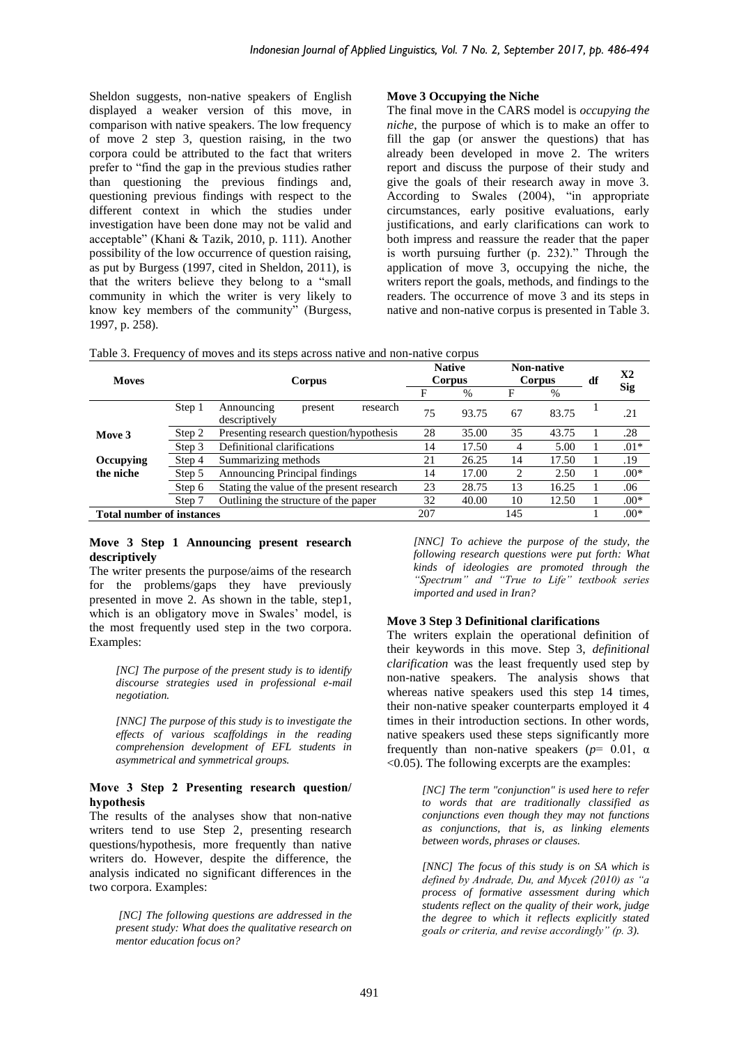Sheldon suggests, non-native speakers of English displayed a weaker version of this move, in comparison with native speakers. The low frequency of move 2 step 3, question raising, in the two corpora could be attributed to the fact that writers prefer to "find the gap in the previous studies rather than questioning the previous findings and, questioning previous findings with respect to the different context in which the studies under investigation have been done may not be valid and acceptable" (Khani & Tazik, 2010, p. 111). Another possibility of the low occurrence of question raising, as put by Burgess (1997, cited in Sheldon, 2011), is that the writers believe they belong to a "small community in which the writer is very likely to know key members of the community" (Burgess, 1997, p. 258).

**Move 3 Occupying the Niche**

The final move in the CARS model is *occupying the niche*, the purpose of which is to make an offer to fill the gap (or answer the questions) that has already been developed in move 2. The writers report and discuss the purpose of their study and give the goals of their research away in move 3. According to Swales (2004), "in appropriate circumstances, early positive evaluations, early justifications, and early clarifications can work to both impress and reassure the reader that the paper is worth pursuing further (p. 232)." Through the application of move 3, occupying the niche, the writers report the goals, methods, and findings to the readers. The occurrence of move 3 and its steps in native and non-native corpus is presented in Table 3.

Table 3. Frequency of moves and its steps across native and non-native corpus

| Moves | Corpus | | Native Corpus | | Non-native Corpus | | df | X2 Sig |
|---|---|---|---|---|---|---|---|---|
| | | | F | % | F | % | | |
| Move 3 Occupying the niche | Step 1 | Announcing present research descriptively | 75 | 93.75 | 67 | 83.75 | 1 | .21 |
| | Step 2 | Presenting research question/hypothesis | 28 | 35.00 | 35 | 43.75 | 1 | .28 |
| | Step 3 | Definitional clarifications | 14 | 17.50 | 4 | 5.00 | 1 | .01* |
| | Step 4 | Summarizing methods | 21 | 26.25 | 14 | 17.50 | 1 | .19 |
| | Step 5 | Announcing Principal findings | 14 | 17.00 | 2 | 2.50 | 1 | .00* |
| | Step 6 | Stating the value of the present research | 23 | 28.75 | 13 | 16.25 | 1 | .06 |
| | Step 7 | Outlining the structure of the paper | 32 | 40.00 | 10 | 12.50 | 1 | .00* |
| Total number of instances | | | 207 | | 145 | | 1 | .00* |

**Move 3 Step 1 Announcing present research descriptively**

The writer presents the purpose/aims of the research for the problems/gaps they have previously presented in move 2. As shown in the table, step1, which is an obligatory move in Swales' model, is the most frequently used step in the two corpora. Examples:

> *[NC] The purpose of the present study is to identify discourse strategies used in professional e-mail negotiation.*

> *[NNC] The purpose of this study is to investigate the effects of various scaffoldings in the reading comprehension development of EFL students in asymmetrical and symmetrical groups.*

**Move 3 Step 2 Presenting research question/ hypothesis**

The results of the analyses show that non-native writers tend to use Step 2, presenting research questions/hypothesis, more frequently than native writers do. However, despite the difference, the analysis indicated no significant differences in the two corpora. Examples:

> *[NC] The following questions are addressed in the present study: What does the qualitative research on mentor education focus on?*

> *[NNC] To achieve the purpose of the study, the following research questions were put forth: What kinds of ideologies are promoted through the "Spectrum" and "True to Life" textbook series imported and used in Iran?*

**Move 3 Step 3 Definitional clarifications**

The writers explain the operational definition of their keywords in this move. Step 3, *definitional clarification* was the least frequently used step by non-native speakers. The analysis shows that whereas native speakers used this step 14 times, their non-native speaker counterparts employed it 4 times in their introduction sections. In other words, native speakers used these steps significantly more frequently than non-native speakers ($p$= 0.01, $\alpha$ <0.05). The following excerpts are the examples:

> *[NC] The term "conjunction" is used here to refer to words that are traditionally classified as conjunctions even though they may not functions as conjunctions, that is, as linking elements between words, phrases or clauses.*

> *[NNC] The focus of this study is on SA which is defined by Andrade, Du, and Mycek (2010) as "a process of formative assessment during which students reflect on the quality of their work, judge the degree to which it reflects explicitly stated goals or criteria, and revise accordingly" (p. 3).*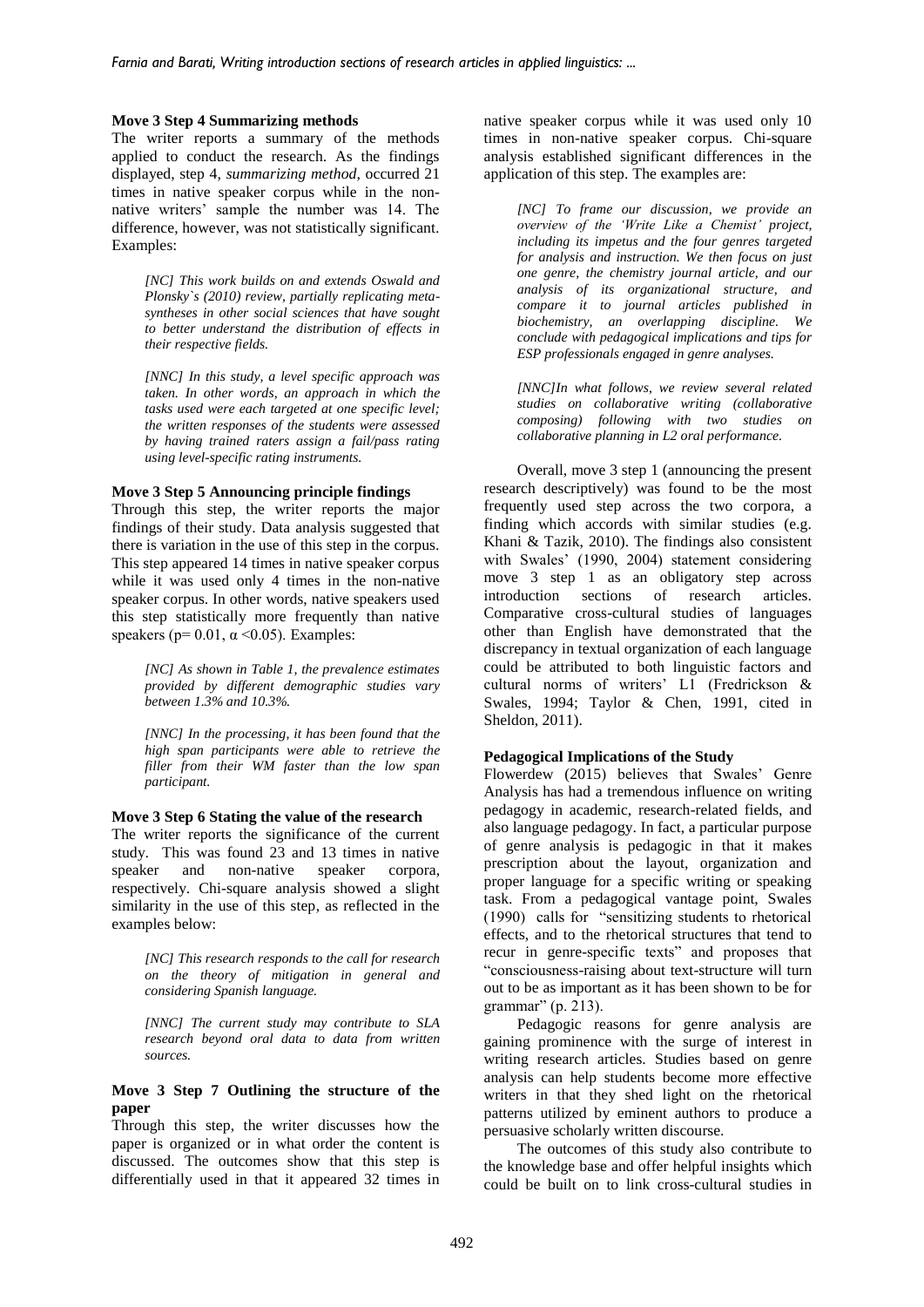**Move 3 Step 4 Summarizing methods**

The writer reports a summary of the methods applied to conduct the research. As the findings displayed, step 4, *summarizing method,* occurred 21 times in native speaker corpus while in the non-native writers' sample the number was 14. The difference, however, was not statistically significant. Examples:

> *[NC] This work builds on and extends Oswald and Plonsky`s (2010) review, partially replicating meta-syntheses in other social sciences that have sought to better understand the distribution of effects in their respective fields.*

> *[NNC] In this study, a level specific approach was taken. In other words, an approach in which the tasks used were each targeted at one specific level; the written responses of the students were assessed by having trained raters assign a fail/pass rating using level-specific rating instruments.*

**Move 3 Step 5 Announcing principle findings**

Through this step, the writer reports the major findings of their study. Data analysis suggested that there is variation in the use of this step in the corpus. This step appeared 14 times in native speaker corpus while it was used only 4 times in the non-native speaker corpus. In other words, native speakers used this step statistically more frequently than native speakers ($p= 0.01$, $\alpha < 0.05$). Examples:

> *[NC] As shown in Table 1, the prevalence estimates provided by different demographic studies vary between 1.3% and 10.3%.*

> *[NNC] In the processing, it has been found that the high span participants were able to retrieve the filler from their WM faster than the low span participant.*

**Move 3 Step 6 Stating the value of the research**

The writer reports the significance of the current study. This was found 23 and 13 times in native speaker and non-native speaker corpora, respectively. Chi-square analysis showed a slight similarity in the use of this step, as reflected in the examples below:

> *[NC] This research responds to the call for research on the theory of mitigation in general and considering Spanish language.*

> *[NNC] The current study may contribute to SLA research beyond oral data to data from written sources.*

**Move 3 Step 7 Outlining the structure of the paper**

Through this step, the writer discusses how the paper is organized or in what order the content is discussed. The outcomes show that this step is differentially used in that it appeared 32 times in native speaker corpus while it was used only 10 times in non-native speaker corpus. Chi-square analysis established significant differences in the application of this step. The examples are:

> *[NC] To frame our discussion, we provide an overview of the 'Write Like a Chemist' project, including its impetus and the four genres targeted for analysis and instruction. We then focus on just one genre, the chemistry journal article, and our analysis of its organizational structure, and compare it to journal articles published in biochemistry, an overlapping discipline. We conclude with pedagogical implications and tips for ESP professionals engaged in genre analyses.*

> *[NNC]In what follows, we review several related studies on collaborative writing (collaborative composing) following with two studies on collaborative planning in L2 oral performance.*

Overall, move 3 step 1 (announcing the present research descriptively) was found to be the most frequently used step across the two corpora, a finding which accords with similar studies (e.g. Khani & Tazik, 2010). The findings also consistent with Swales' (1990, 2004) statement considering move 3 step 1 as an obligatory step across introduction sections of research articles. Comparative cross-cultural studies of languages other than English have demonstrated that the discrepancy in textual organization of each language could be attributed to both linguistic factors and cultural norms of writers' L1 (Fredrickson & Swales, 1994; Taylor & Chen, 1991, cited in Sheldon, 2011).

**Pedagogical Implications of the Study**

Flowerdew (2015) believes that Swales' Genre Analysis has had a tremendous influence on writing pedagogy in academic, research-related fields, and also language pedagogy. In fact, a particular purpose of genre analysis is pedagogic in that it makes prescription about the layout, organization and proper language for a specific writing or speaking task. From a pedagogical vantage point, Swales (1990) calls for "sensitizing students to rhetorical effects, and to the rhetorical structures that tend to recur in genre-specific texts" and proposes that "consciousness-raising about text-structure will turn out to be as important as it has been shown to be for grammar" (p. 213).

Pedagogic reasons for genre analysis are gaining prominence with the surge of interest in writing research articles. Studies based on genre analysis can help students become more effective writers in that they shed light on the rhetorical patterns utilized by eminent authors to produce a persuasive scholarly written discourse.

The outcomes of this study also contribute to the knowledge base and offer helpful insights which could be built on to link cross-cultural studies in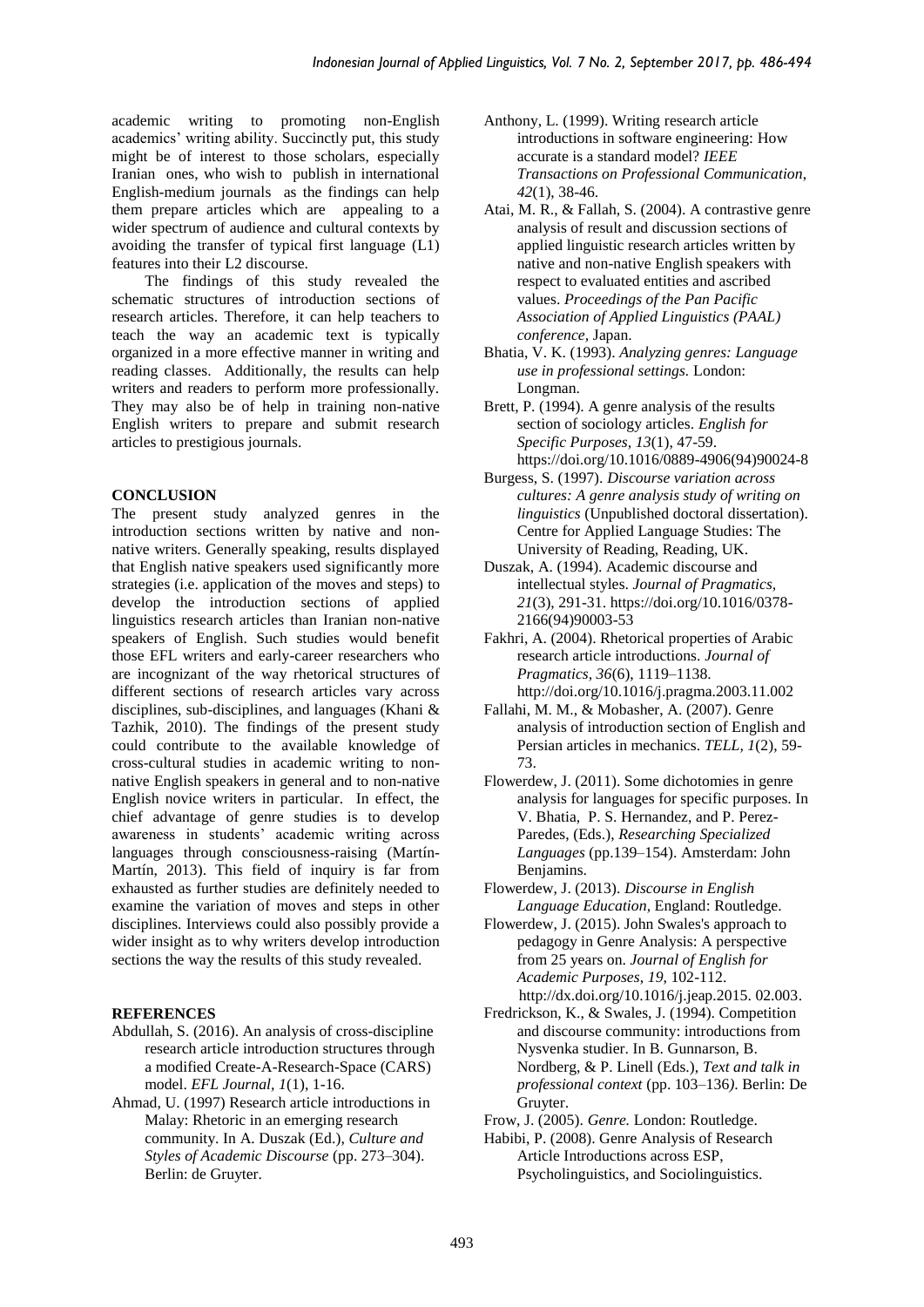academic writing to promoting non-English academics' writing ability. Succinctly put, this study might be of interest to those scholars, especially Iranian ones, who wish to publish in international English-medium journals as the findings can help them prepare articles which are appealing to a wider spectrum of audience and cultural contexts by avoiding the transfer of typical first language (L1) features into their L2 discourse.

The findings of this study revealed the schematic structures of introduction sections of research articles. Therefore, it can help teachers to teach the way an academic text is typically organized in a more effective manner in writing and reading classes. Additionally, the results can help writers and readers to perform more professionally. They may also be of help in training non-native English writers to prepare and submit research articles to prestigious journals.

## CONCLUSION

The present study analyzed genres in the introduction sections written by native and non-native writers. Generally speaking, results displayed that English native speakers used significantly more strategies (i.e. application of the moves and steps) to develop the introduction sections of applied linguistics research articles than Iranian non-native speakers of English. Such studies would benefit those EFL writers and early-career researchers who are incognizant of the way rhetorical structures of different sections of research articles vary across disciplines, sub-disciplines, and languages (Khani & Tazhik, 2010). The findings of the present study could contribute to the available knowledge of cross-cultural studies in academic writing to non-native English speakers in general and to non-native English novice writers in particular. In effect, the chief advantage of genre studies is to develop awareness in students' academic writing across languages through consciousness-raising (Martín-Martín, 2013). This field of inquiry is far from exhausted as further studies are definitely needed to examine the variation of moves and steps in other disciplines. Interviews could also possibly provide a wider insight as to why writers develop introduction sections the way the results of this study revealed.

## REFERENCES

Abdullah, S. (2016). An analysis of cross-discipline research article introduction structures through a modified Create-A-Research-Space (CARS) model. *EFL Journal*, *1*(1), 1-16.

Ahmad, U. (1997) Research article introductions in Malay: Rhetoric in an emerging research community. In A. Duszak (Ed.), *Culture and Styles of Academic Discourse* (pp. 273–304). Berlin: de Gruyter.

Anthony, L. (1999). Writing research article introductions in software engineering: How accurate is a standard model? *IEEE Transactions on Professional Communication*, *42*(1), 38-46.

Atai, M. R., & Fallah, S. (2004). A contrastive genre analysis of result and discussion sections of applied linguistic research articles written by native and non-native English speakers with respect to evaluated entities and ascribed values. *Proceedings of the Pan Pacific Association of Applied Linguistics (PAAL) conference*, Japan.

Bhatia, V. K. (1993). *Analyzing genres: Language use in professional settings.* London: Longman.

Brett, P. (1994). A genre analysis of the results section of sociology articles. *English for Specific Purposes*, *13*(1), 47-59. https://doi.org/10.1016/0889-4906(94)90024-8

Burgess, S. (1997). *Discourse variation across cultures: A genre analysis study of writing on linguistics* (Unpublished doctoral dissertation). Centre for Applied Language Studies: The University of Reading, Reading, UK.

Duszak, A. (1994). Academic discourse and intellectual styles. *Journal of Pragmatics, 21*(3), 291-31. https://doi.org/10.1016/0378-2166(94)90003-53

Fakhri, A. (2004). Rhetorical properties of Arabic research article introductions. *Journal of Pragmatics*, *36*(6), 1119–1138. http://doi.org/10.1016/j.pragma.2003.11.002

Fallahi, M. M., & Mobasher, A. (2007). Genre analysis of introduction section of English and Persian articles in mechanics. *TELL, 1*(2), 59-73.

Flowerdew, J. (2011). Some dichotomies in genre analysis for languages for specific purposes. In V. Bhatia, P. S. Hernandez, and P. Perez-Paredes, (Eds.), *Researching Specialized Languages* (pp.139–154). Amsterdam: John Benjamins.

Flowerdew, J. (2013). *Discourse in English Language Education,* England: Routledge.

Flowerdew, J. (2015). John Swales's approach to pedagogy in Genre Analysis: A perspective from 25 years on. *Journal of English for Academic Purposes*, *19*, 102-112. http://dx.doi.org/10.1016/j.jeap.2015. 02.003.

Fredrickson, K., & Swales, J. (1994). Competition and discourse community: introductions from Nysvenka studier. In B. Gunnarson, B. Nordberg, & P. Linell (Eds.), *Text and talk in professional context* (pp. 103–136*)*. Berlin: De Gruyter.

Frow, J. (2005). *Genre.* London: Routledge.

Habibi, P. (2008). Genre Analysis of Research Article Introductions across ESP, Psycholinguistics, and Sociolinguistics.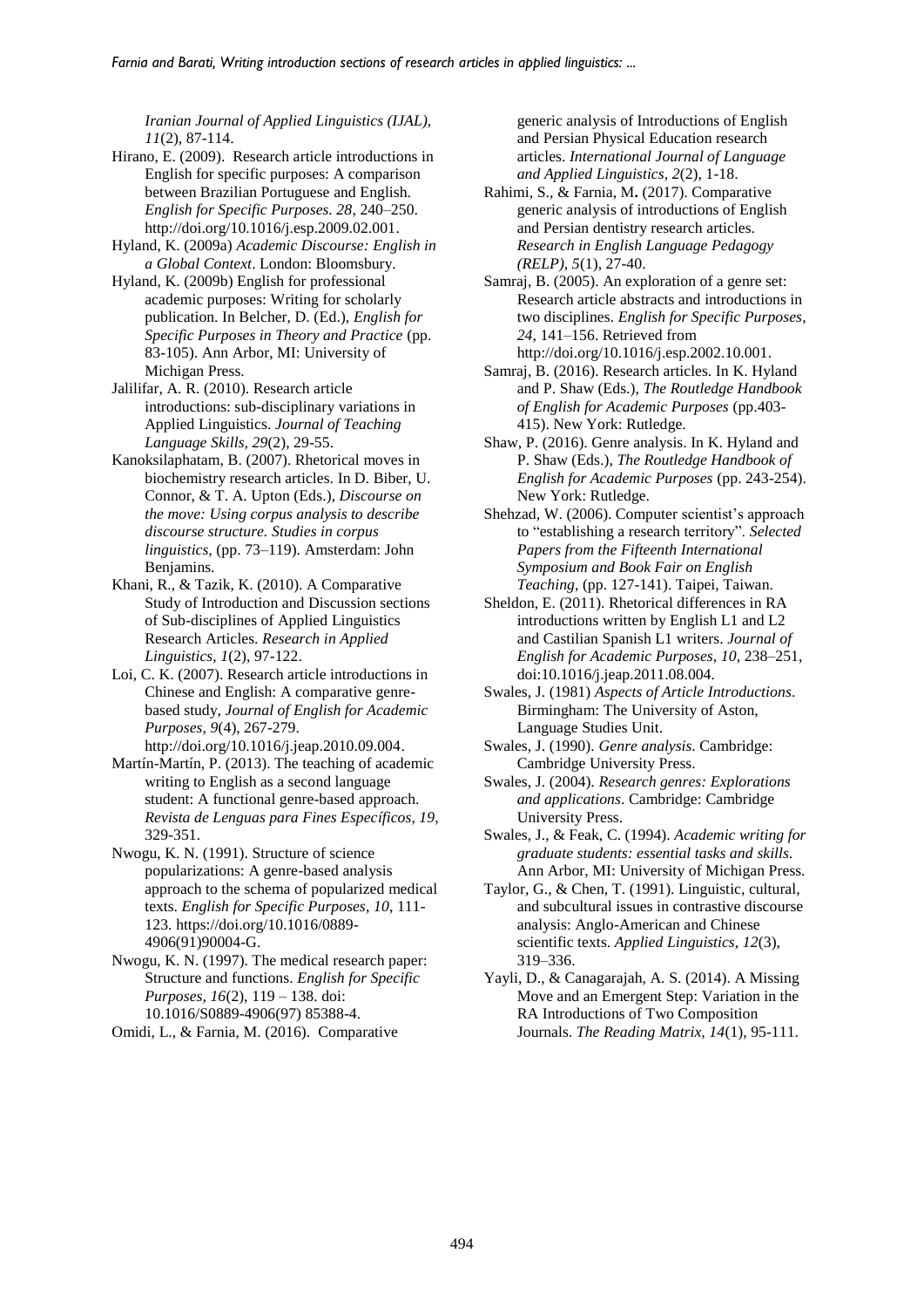*Iranian Journal of Applied Linguistics (IJAL), 11*(2), 87-114.

Hirano, E. (2009). Research article introductions in English for specific purposes: A comparison between Brazilian Portuguese and English. *English for Specific Purposes. 28*, 240–250. http://doi.org/10.1016/j.esp.2009.02.001.

Hyland, K. (2009a) *Academic Discourse: English in a Global Context*. London: Bloomsbury.

Hyland, K. (2009b) English for professional academic purposes: Writing for scholarly publication. In Belcher, D. (Ed.), *English for Specific Purposes in Theory and Practice* (pp. 83-105). Ann Arbor, MI: University of Michigan Press.

Jalilifar, A. R. (2010). Research article introductions: sub-disciplinary variations in Applied Linguistics. *Journal of Teaching Language Skills, 29*(2), 29-55.

Kanoksilaphatam, B. (2007). Rhetorical moves in biochemistry research articles. In D. Biber, U. Connor, & T. A. Upton (Eds.), *Discourse on the move: Using corpus analysis to describe discourse structure. Studies in corpus linguistics*, (pp. 73–119). Amsterdam: John Benjamins.

Khani, R., & Tazik, K. (2010). A Comparative Study of Introduction and Discussion sections of Sub-disciplines of Applied Linguistics Research Articles. *Research in Applied Linguistics, 1*(2), 97-122.

Loi, C. K. (2007). Research article introductions in Chinese and English: A comparative genre-based study, *Journal of English for Academic Purposes, 9*(4), 267-279. http://doi.org/10.1016/j.jeap.2010.09.004.

Martín-Martín, P. (2013). The teaching of academic writing to English as a second language student: A functional genre-based approach. *Revista de Lenguas para Fines Específicos, 19*, 329-351.

Nwogu, K. N. (1991). Structure of science popularizations: A genre-based analysis approach to the schema of popularized medical texts. *English for Specific Purposes, 10*, 111-123. https://doi.org/10.1016/0889-4906(91)90004-G.

Nwogu, K. N. (1997). The medical research paper: Structure and functions. *English for Specific Purposes, 16*(2), 119 – 138. doi: 10.1016/S0889-4906(97) 85388-4.

Omidi, L., & Farnia, M. (2016). Comparative generic analysis of Introductions of English and Persian Physical Education research articles. *International Journal of Language and Applied Linguistics, 2*(2), 1-18.

Rahimi, S., & Farnia, M. (2017). Comparative generic analysis of introductions of English and Persian dentistry research articles. *Research in English Language Pedagogy (RELP), 5*(1), 27-40.

Samraj, B. (2005). An exploration of a genre set: Research article abstracts and introductions in two disciplines. *English for Specific Purposes, 24*, 141–156. Retrieved from http://doi.org/10.1016/j.esp.2002.10.001.

Samraj, B. (2016). Research articles. In K. Hyland and P. Shaw (Eds.), *The Routledge Handbook of English for Academic Purposes* (pp.403-415). New York: Rutledge.

Shaw, P. (2016). Genre analysis. In K. Hyland and P. Shaw (Eds.), *The Routledge Handbook of English for Academic Purposes* (pp. 243-254). New York: Rutledge.

Shehzad, W. (2006). Computer scientist's approach to "establishing a research territory". *Selected Papers from the Fifteenth International Symposium and Book Fair on English Teaching*, (pp. 127-141). Taipei, Taiwan.

Sheldon, E. (2011). Rhetorical differences in RA introductions written by English L1 and L2 and Castilian Spanish L1 writers. *Journal of English for Academic Purposes, 10*, 238–251, doi:10.1016/j.jeap.2011.08.004.

Swales, J. (1981) *Aspects of Article Introductions*. Birmingham: The University of Aston, Language Studies Unit.

Swales, J. (1990). *Genre analysis*. Cambridge: Cambridge University Press.

Swales, J. (2004). *Research genres: Explorations and applications*. Cambridge: Cambridge University Press.

Swales, J., & Feak, C. (1994). *Academic writing for graduate students: essential tasks and skills*. Ann Arbor, MI: University of Michigan Press.

Taylor, G., & Chen, T. (1991). Linguistic, cultural, and subcultural issues in contrastive discourse analysis: Anglo-American and Chinese scientific texts. *Applied Linguistics, 12*(3), 319–336.

Yayli, D., & Canagarajah, A. S. (2014). A Missing Move and an Emergent Step: Variation in the RA Introductions of Two Composition Journals. *The Reading Matrix, 14*(1), 95-111.